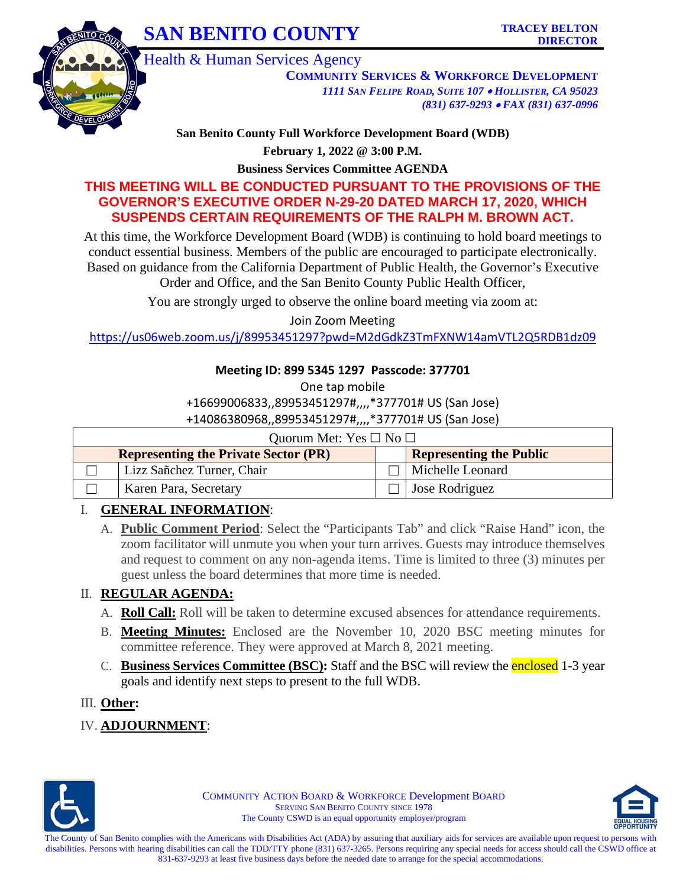# SAN BENITO COUNTY

**TRACEY BELTON**
**DIRECTOR**

## Health & Human Services Agency

**COMMUNITY SERVICES & WORKFORCE DEVELOPMENT**
*1111 SAN FELIPE ROAD, SUITE 107 • HOLLISTER, CA 95023*
*(831) 637-9293 • FAX (831) 637-0996*

**San Benito County Full Workforce Development Board (WDB)**

**February 1, 2022 @ 3:00 P.M.**

**Business Services Committee AGENDA**

**THIS MEETING WILL BE CONDUCTED PURSUANT TO THE PROVISIONS OF THE GOVERNOR'S EXECUTIVE ORDER N-29-20 DATED MARCH 17, 2020, WHICH SUSPENDS CERTAIN REQUIREMENTS OF THE RALPH M. BROWN ACT.**

At this time, the Workforce Development Board (WDB) is continuing to hold board meetings to conduct essential business. Members of the public are encouraged to participate electronically. Based on guidance from the California Department of Public Health, the Governor's Executive Order and Office, and the San Benito County Public Health Officer,

You are strongly urged to observe the online board meeting via zoom at:

Join Zoom Meeting

https://us06web.zoom.us/j/89953451297?pwd=M2dGdkZ3TmFXNW14amVTL2Q5RDB1dz09

**Meeting ID: 899 5345 1297 Passcode: 377701**

One tap mobile

+16699006833,,89953451297#,,,,*377701# US (San Jose)

+14086380968,,89953451297#,,,,*377701# US (San Jose)

| Quorum Met: Yes ☐ No ☐ | | | |
|---|---|---|---|
| **Representing the Private Sector (PR)** | | | **Representing the Public** |
| ☐ | Lizz Sañchez Turner, Chair | ☐ | Michelle Leonard |
| ☐ | Karen Para, Secretary | ☐ | Jose Rodriguez |

I. **GENERAL INFORMATION**:

A. **Public Comment Period**: Select the "Participants Tab" and click "Raise Hand" icon, the zoom facilitator will unmute you when your turn arrives. Guests may introduce themselves and request to comment on any non-agenda items. Time is limited to three (3) minutes per guest unless the board determines that more time is needed.

II. **REGULAR AGENDA:**

A. **Roll Call:** Roll will be taken to determine excused absences for attendance requirements.

B. **Meeting Minutes:** Enclosed are the November 10, 2020 BSC meeting minutes for committee reference. They were approved at March 8, 2021 meeting.

C. **Business Services Committee (BSC):** Staff and the BSC will review the enclosed 1-3 year goals and identify next steps to present to the full WDB.

III. **Other:**

IV. **ADJOURNMENT**:

COMMUNITY ACTION BOARD & WORKFORCE Development BOARD
SERVING SAN BENITO COUNTY SINCE 1978
The County CSWD is an equal opportunity employer/program

The County of San Benito complies with the Americans with Disabilities Act (ADA) by assuring that auxiliary aids for services are available upon request to persons with disabilities. Persons with hearing disabilities can call the TDD/TTY phone (831) 637-3265. Persons requiring any special needs for access should call the CSWD office at 831-637-9293 at least five business days before the needed date to arrange for the special accommodations.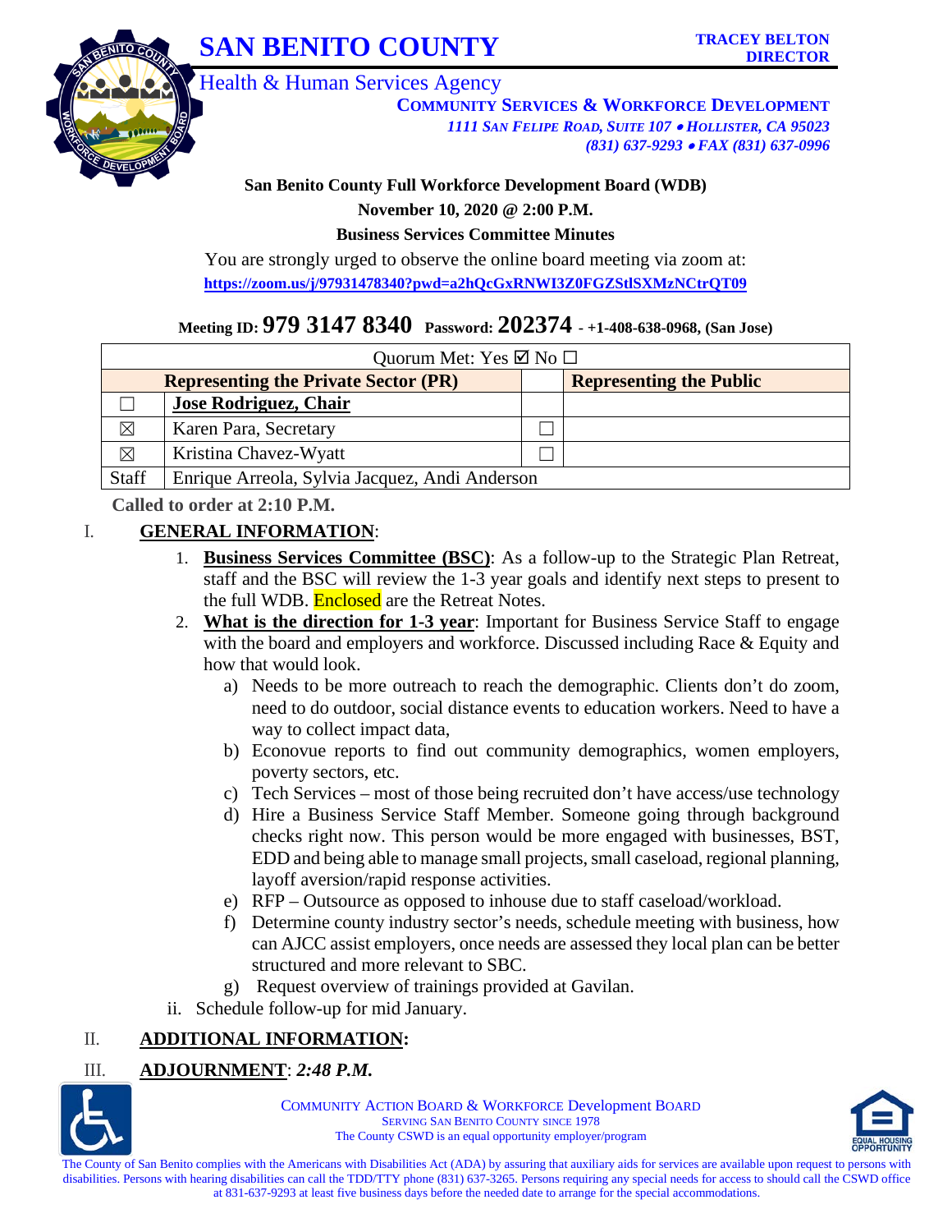# SAN BENITO COUNTY

**TRACEY BELTON**
**DIRECTOR**

Health & Human Services Agency

**COMMUNITY SERVICES & WORKFORCE DEVELOPMENT**
*1111 SAN FELIPE ROAD, SUITE 107 • HOLLISTER, CA 95023*
*(831) 637-9293 • FAX (831) 637-0996*

**San Benito County Full Workforce Development Board (WDB)**

**November 10, 2020 @ 2:00 P.M.**

**Business Services Committee Minutes**

You are strongly urged to observe the online board meeting via zoom at:
https://zoom.us/j/97931478340?pwd=a2hQcGxRNWI3Z0FGZStlSXMzNCtrQT09

**Meeting ID: 979 3147 8340 Password: 202374 - +1-408-638-0968, (San Jose)**

| Quorum Met: Yes ☑ No ☐ | | | |
|---|---|---|---|
| **Representing the Private Sector (PR)** | | | **Representing the Public** |
| ☐ | **Jose Rodriguez, Chair** | | |
| ☒ | Karen Para, Secretary | ☐ | |
| ☒ | Kristina Chavez-Wyatt | ☐ | |
| Staff | Enrique Arreola, Sylvia Jacquez, Andi Anderson | | |

**Called to order at 2:10 P.M.**

I. **GENERAL INFORMATION**:

1. **Business Services Committee (BSC)**: As a follow-up to the Strategic Plan Retreat, staff and the BSC will review the 1-3 year goals and identify next steps to present to the full WDB. Enclosed are the Retreat Notes.
2. **What is the direction for 1-3 year**: Important for Business Service Staff to engage with the board and employers and workforce. Discussed including Race & Equity and how that would look.
   a) Needs to be more outreach to reach the demographic. Clients don't do zoom, need to do outdoor, social distance events to education workers. Need to have a way to collect impact data,
   b) Econovue reports to find out community demographics, women employers, poverty sectors, etc.
   c) Tech Services – most of those being recruited don't have access/use technology
   d) Hire a Business Service Staff Member. Someone going through background checks right now. This person would be more engaged with businesses, BST, EDD and being able to manage small projects, small caseload, regional planning, layoff aversion/rapid response activities.
   e) RFP – Outsource as opposed to inhouse due to staff caseload/workload.
   f) Determine county industry sector's needs, schedule meeting with business, how can AJCC assist employers, once needs are assessed they local plan can be better structured and more relevant to SBC.
   g) Request overview of trainings provided at Gavilan.

ii. Schedule follow-up for mid January.

II. **ADDITIONAL INFORMATION:**

III. **ADJOURNMENT**: ***2:48 P.M.***

COMMUNITY ACTION BOARD & WORKFORCE Development BOARD
SERVING SAN BENITO COUNTY SINCE 1978
The County CSWD is an equal opportunity employer/program

The County of San Benito complies with the Americans with Disabilities Act (ADA) by assuring that auxiliary aids for services are available upon request to persons with disabilities. Persons with hearing disabilities can call the TDD/TTY phone (831) 637-3265. Persons requiring any special needs for access to should call the CSWD office at 831-637-9293 at least five business days before the needed date to arrange for the special accommodations.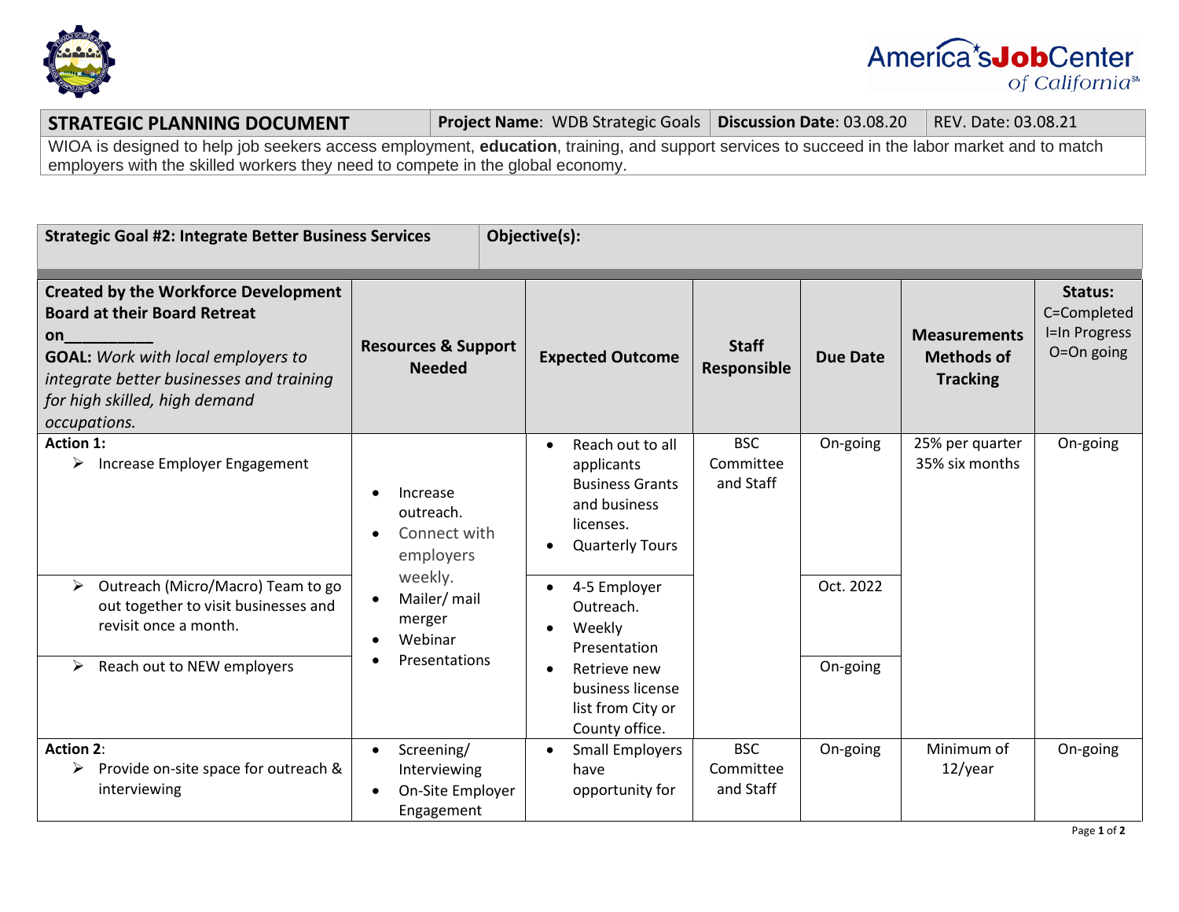| **STRATEGIC PLANNING DOCUMENT** | **Project Name**: WDB Strategic Goals | **Discussion Date**: 03.08.20 | REV. Date: 03.08.21 |
|---|---|---|---|
| WIOA is designed to help job seekers access employment, **education**, training, and support services to succeed in the labor market and to match employers with the skilled workers they need to compete in the global economy. | | | |

| **Strategic Goal #2: Integrate Better Business Services** | **Objective(s):** |
|---|---|

| **Created by the Workforce Development Board at their Board Retreat on\_\_\_\_\_\_\_\_\_\_** **GOAL:** *Work with local employers to integrate better businesses and training for high skilled, high demand occupations.* | **Resources & Support Needed** | **Expected Outcome** | **Staff Responsible** | **Due Date** | **Measurements Methods of Tracking** | **Status:** C=Completed I=In Progress O=On going |
|---|---|---|---|---|---|---|
| **Action 1:** <br> ➢ Increase Employer Engagement | • Increase outreach. <br> • Connect with employers weekly. <br> • Mailer/ mail merger <br> • Webinar <br> • Presentations | • Reach out to all applicants Business Grants and business licenses. <br> • Quarterly Tours | BSC Committee and Staff | On-going | 25% per quarter <br> 35% six months | On-going |
| ➢ Outreach (Micro/Macro) Team to go out together to visit businesses and revisit once a month. | | • 4-5 Employer Outreach. <br> • Weekly Presentation | | Oct. 2022 | | |
| ➢ Reach out to NEW employers | | • Retrieve new business license list from City or County office. | | On-going | | |
| **Action 2**: <br> ➢ Provide on-site space for outreach & interviewing | • Screening/ Interviewing <br> • On-Site Employer Engagement | • Small Employers have opportunity for | BSC Committee and Staff | On-going | Minimum of 12/year | On-going |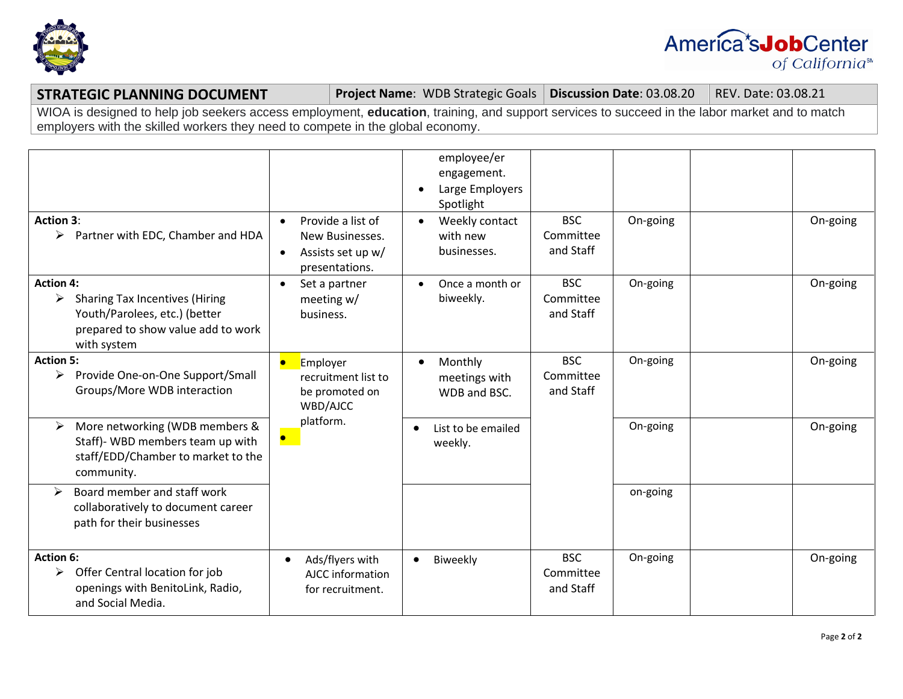| STRATEGIC PLANNING DOCUMENT | Project Name: WDB Strategic Goals | Discussion Date: 03.08.20 | REV. Date: 03.08.21 |
|---|---|---|---|

WIOA is designed to help job seekers access employment, **education**, training, and support services to succeed in the labor market and to match employers with the skilled workers they need to compete in the global economy.

| | | | | | | |
|---|---|---|---|---|---|---|
| | | employee/er engagement.<br>• Large Employers Spotlight | | | | |
| **Action 3**:<br>➢ Partner with EDC, Chamber and HDA | • Provide a list of New Businesses.<br>• Assists set up w/ presentations. | • Weekly contact with new businesses. | BSC Committee and Staff | On-going | | On-going |
| **Action 4:**<br>➢ Sharing Tax Incentives (Hiring Youth/Parolees, etc.) (better prepared to show value add to work with system | • Set a partner meeting w/ business. | • Once a month or biweekly. | BSC Committee and Staff | On-going | | On-going |
| **Action 5:**<br>➢ Provide One-on-One Support/Small Groups/More WDB interaction | • Employer recruitment list to be promoted on WBD/AJCC platform.<br>• | • Monthly meetings with WDB and BSC. | BSC Committee and Staff | On-going | | On-going |
| ➢ More networking (WDB members & Staff)- WBD members team up with staff/EDD/Chamber to market to the community. | | • List to be emailed weekly. | | On-going | | On-going |
| ➢ Board member and staff work collaboratively to document career path for their businesses | | | | on-going | | |
| **Action 6:**<br>➢ Offer Central location for job openings with BenitoLink, Radio, and Social Media. | • Ads/flyers with AJCC information for recruitment. | • Biweekly | BSC Committee and Staff | On-going | | On-going |